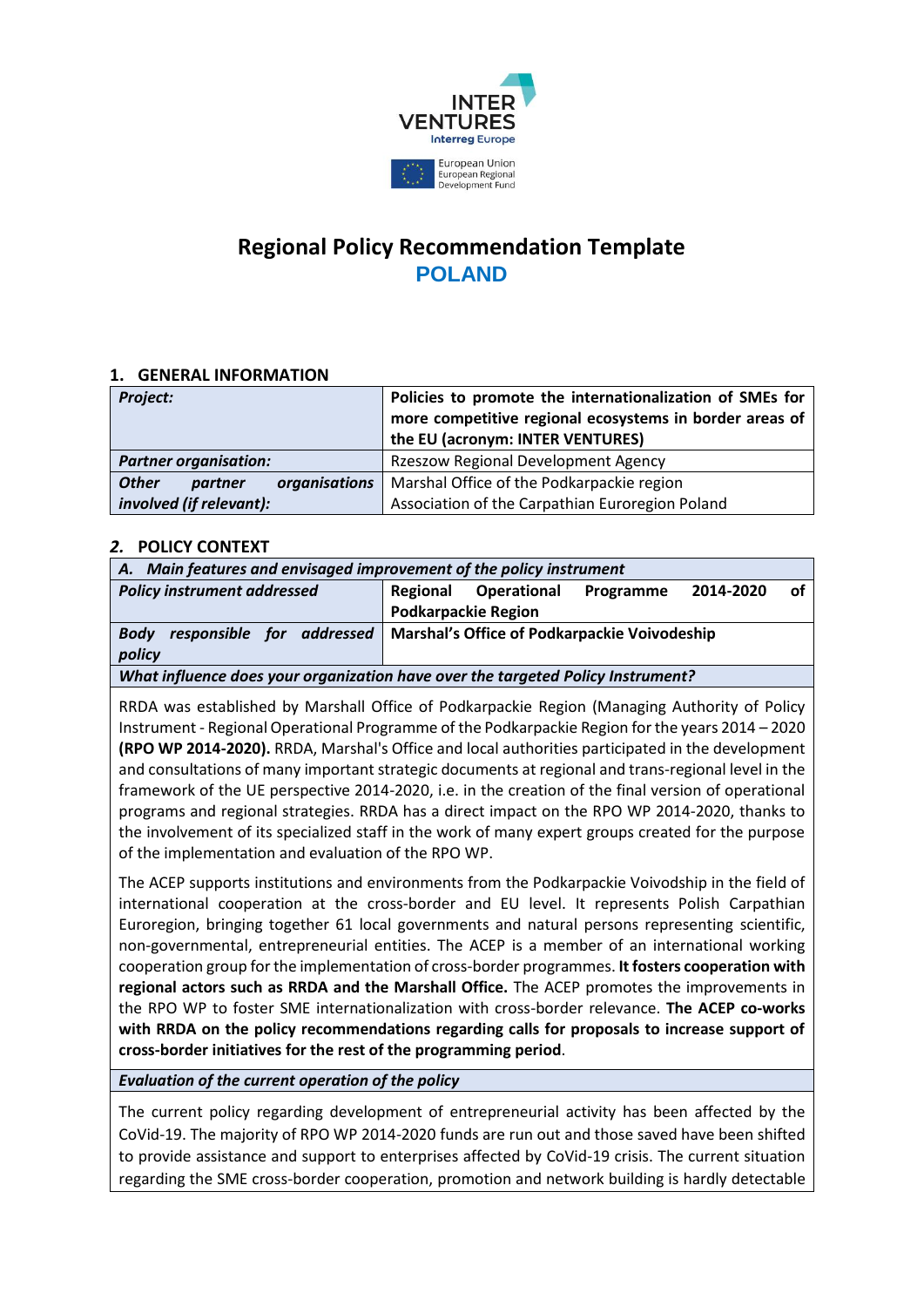# Regional Policy Recommendation Template
## POLAND

### 1. GENERAL INFORMATION

| *Project:* | **Policies to promote the internationalization of SMEs for more competitive regional ecosystems in border areas of the EU (acronym: INTER VENTURES)** |
|---|---|
| ***Partner organisation:*** | Rzeszow Regional Development Agency |
| ***Other partner organisations involved (if relevant):*** | Marshal Office of the Podkarpackie region<br>Association of the Carpathian Euroregion Poland |

### 2. POLICY CONTEXT

| ***A. Main features and envisaged improvement of the policy instrument*** | |
|---|---|
| ***Policy instrument addressed*** | **Regional Operational Programme 2014-2020 of Podkarpackie Region** |
| ***Body responsible for addressed policy*** | **Marshal's Office of Podkarpackie Voivodeship** |

***What influence does your organization have over the targeted Policy Instrument?***

RRDA was established by Marshall Office of Podkarpackie Region (Managing Authority of Policy Instrument - Regional Operational Programme of the Podkarpackie Region for the years 2014 – 2020 **(RPO WP 2014-2020).** RRDA, Marshal's Office and local authorities participated in the development and consultations of many important strategic documents at regional and trans-regional level in the framework of the UE perspective 2014-2020, i.e. in the creation of the final version of operational programs and regional strategies. RRDA has a direct impact on the RPO WP 2014-2020, thanks to the involvement of its specialized staff in the work of many expert groups created for the purpose of the implementation and evaluation of the RPO WP.

The ACEP supports institutions and environments from the Podkarpackie Voivodship in the field of international cooperation at the cross-border and EU level. It represents Polish Carpathian Euroregion, bringing together 61 local governments and natural persons representing scientific, non-governmental, entrepreneurial entities. The ACEP is a member of an international working cooperation group for the implementation of cross-border programmes. **It fosters cooperation with regional actors such as RRDA and the Marshall Office.** The ACEP promotes the improvements in the RPO WP to foster SME internationalization with cross-border relevance. **The ACEP co-works with RRDA on the policy recommendations regarding calls for proposals to increase support of cross-border initiatives for the rest of the programming period**.

***Evaluation of the current operation of the policy***

The current policy regarding development of entrepreneurial activity has been affected by the CoVid-19. The majority of RPO WP 2014-2020 funds are run out and those saved have been shifted to provide assistance and support to enterprises affected by CoVid-19 crisis. The current situation regarding the SME cross-border cooperation, promotion and network building is hardly detectable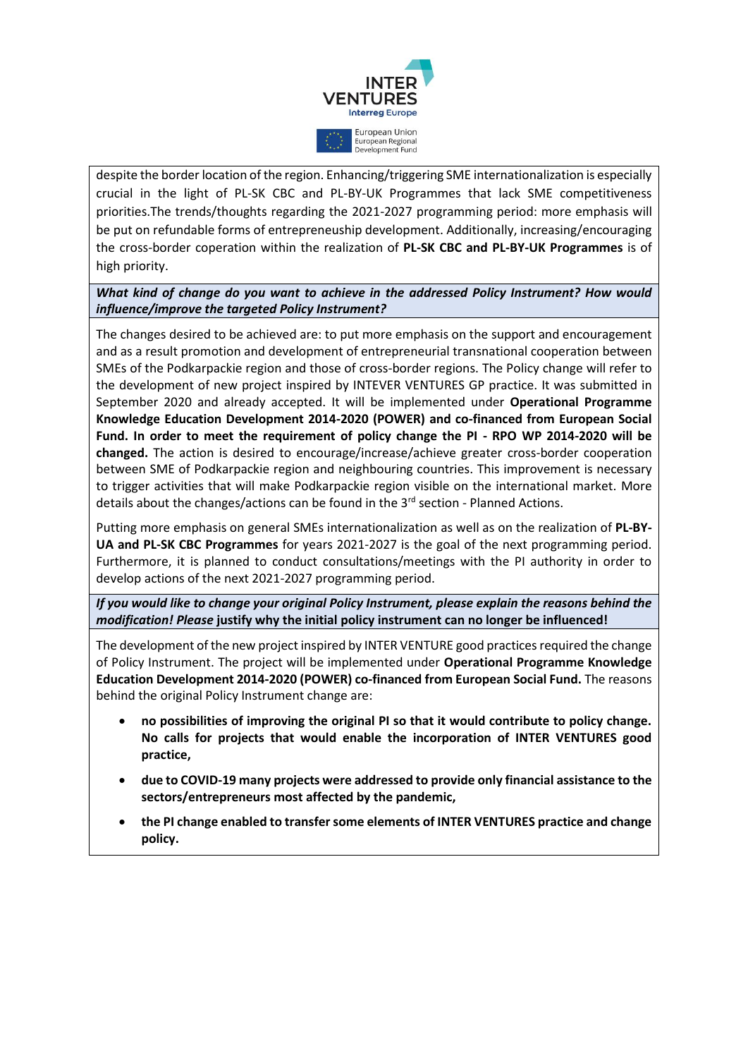despite the border location of the region. Enhancing/triggering SME internationalization is especially crucial in the light of PL-SK CBC and PL-BY-UK Programmes that lack SME competitiveness priorities.The trends/thoughts regarding the 2021-2027 programming period: more emphasis will be put on refundable forms of entrepreneuship development. Additionally, increasing/encouraging the cross-border coperation within the realization of **PL-SK CBC and PL-BY-UK Programmes** is of high priority.

***What kind of change do you want to achieve in the addressed Policy Instrument? How would influence/improve the targeted Policy Instrument?***

The changes desired to be achieved are: to put more emphasis on the support and encouragement and as a result promotion and development of entrepreneurial transnational cooperation between SMEs of the Podkarpackie region and those of cross-border regions. The Policy change will refer to the development of new project inspired by INTEVER VENTURES GP practice. It was submitted in September 2020 and already accepted. It will be implemented under **Operational Programme Knowledge Education Development 2014-2020 (POWER) and co-financed from European Social Fund. In order to meet the requirement of policy change the PI - RPO WP 2014-2020 will be changed.** The action is desired to encourage/increase/achieve greater cross-border cooperation between SME of Podkarpackie region and neighbouring countries. This improvement is necessary to trigger activities that will make Podkarpackie region visible on the international market. More details about the changes/actions can be found in the 3rd section - Planned Actions.

Putting more emphasis on general SMEs internationalization as well as on the realization of **PL-BY-UA and PL-SK CBC Programmes** for years 2021-2027 is the goal of the next programming period. Furthermore, it is planned to conduct consultations/meetings with the PI authority in order to develop actions of the next 2021-2027 programming period.

***If you would like to change your original Policy Instrument, please explain the reasons behind the modification! Please* justify why the initial policy instrument can no longer be influenced!**

The development of the new project inspired by INTER VENTURE good practices required the change of Policy Instrument. The project will be implemented under **Operational Programme Knowledge Education Development 2014-2020 (POWER) co-financed from European Social Fund.** The reasons behind the original Policy Instrument change are:

- **no possibilities of improving the original PI so that it would contribute to policy change. No calls for projects that would enable the incorporation of INTER VENTURES good practice,**
- **due to COVID-19 many projects were addressed to provide only financial assistance to the sectors/entrepreneurs most affected by the pandemic,**
- **the PI change enabled to transfer some elements of INTER VENTURES practice and change policy.**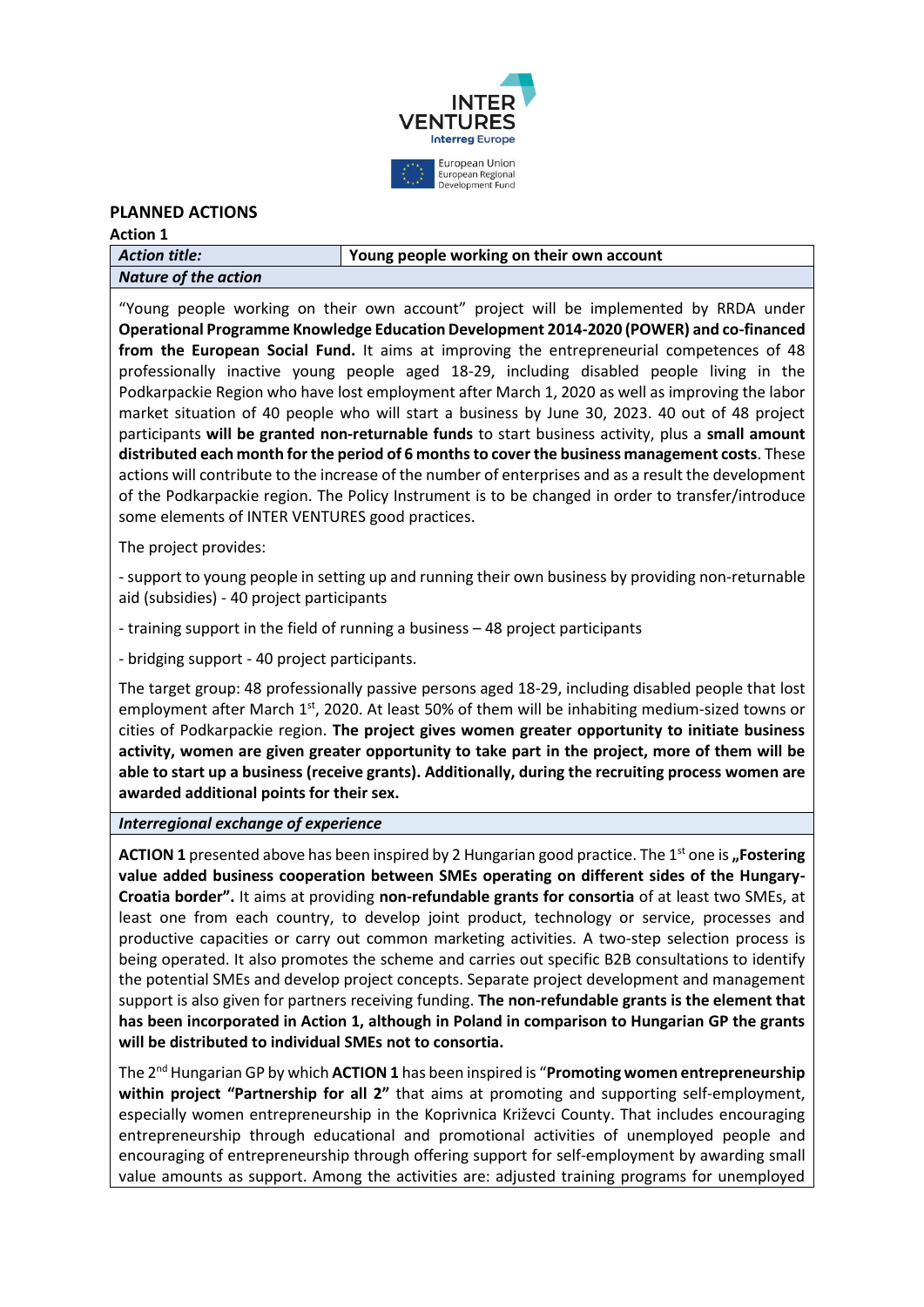## PLANNED ACTIONS

**Action 1**

| ***Action title:*** | **Young people working on their own account** |
|---|---|

***Nature of the action***

"Young people working on their own account" project will be implemented by RRDA under **Operational Programme Knowledge Education Development 2014-2020 (POWER) and co-financed from the European Social Fund.** It aims at improving the entrepreneurial competences of 48 professionally inactive young people aged 18-29, including disabled people living in the Podkarpackie Region who have lost employment after March 1, 2020 as well as improving the labor market situation of 40 people who will start a business by June 30, 2023. 40 out of 48 project participants **will be granted non-returnable funds** to start business activity, plus a **small amount distributed each month for the period of 6 months to cover the business management costs**. These actions will contribute to the increase of the number of enterprises and as a result the development of the Podkarpackie region. The Policy Instrument is to be changed in order to transfer/introduce some elements of INTER VENTURES good practices.

The project provides:

- support to young people in setting up and running their own business by providing non-returnable aid (subsidies) - 40 project participants

- training support in the field of running a business – 48 project participants

- bridging support - 40 project participants.

The target group: 48 professionally passive persons aged 18-29, including disabled people that lost employment after March 1st, 2020. At least 50% of them will be inhabiting medium-sized towns or cities of Podkarpackie region. **The project gives women greater opportunity to initiate business activity, women are given greater opportunity to take part in the project, more of them will be able to start up a business (receive grants). Additionally, during the recruiting process women are awarded additional points for their sex.**

***Interregional exchange of experience***

**ACTION 1** presented above has been inspired by 2 Hungarian good practice. The 1st one is **„Fostering value added business cooperation between SMEs operating on different sides of the Hungary-Croatia border".** It aims at providing **non-refundable grants for consortia** of at least two SMEs, at least one from each country, to develop joint product, technology or service, processes and productive capacities or carry out common marketing activities. A two-step selection process is being operated. It also promotes the scheme and carries out specific B2B consultations to identify the potential SMEs and develop project concepts. Separate project development and management support is also given for partners receiving funding. **The non-refundable grants is the element that has been incorporated in Action 1, although in Poland in comparison to Hungarian GP the grants will be distributed to individual SMEs not to consortia.**

The 2nd Hungarian GP by which **ACTION 1** has been inspired is "**Promoting women entrepreneurship within project "Partnership for all 2"** that aims at promoting and supporting self-employment, especially women entrepreneurship in the Koprivnica Križevci County. That includes encouraging entrepreneurship through educational and promotional activities of unemployed people and encouraging of entrepreneurship through offering support for self-employment by awarding small value amounts as support. Among the activities are: adjusted training programs for unemployed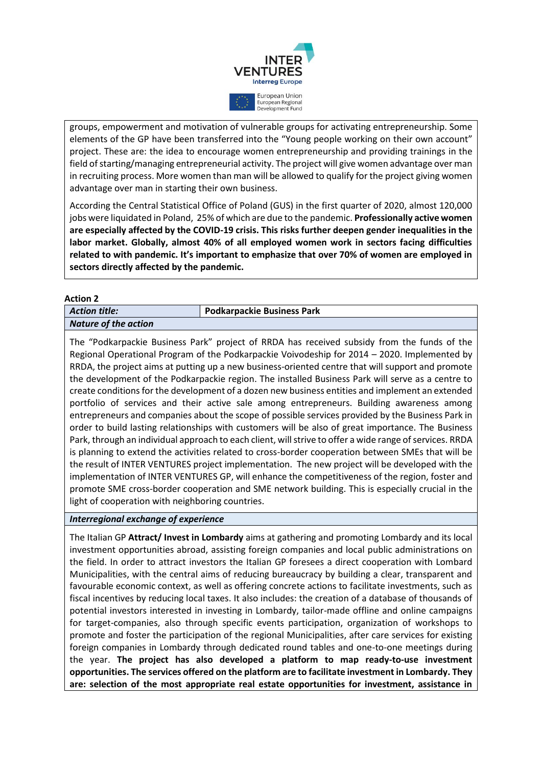groups, empowerment and motivation of vulnerable groups for activating entrepreneurship. Some elements of the GP have been transferred into the "Young people working on their own account" project. These are: the idea to encourage women entrepreneurship and providing trainings in the field of starting/managing entrepreneurial activity. The project will give women advantage over man in recruiting process. More women than man will be allowed to qualify for the project giving women advantage over man in starting their own business.

According the Central Statistical Office of Poland (GUS) in the first quarter of 2020, almost 120,000 jobs were liquidated in Poland, 25% of which are due to the pandemic. **Professionally active women are especially affected by the COVID-19 crisis. This risks further deepen gender inequalities in the labor market. Globally, almost 40% of all employed women work in sectors facing difficulties related to with pandemic. It's important to emphasize that over 70% of women are employed in sectors directly affected by the pandemic.**

**Action 2**

| ***Action title:*** | **Podkarpackie Business Park** |
|---|---|
| ***Nature of the action*** | |
| The "Podkarpackie Business Park" project of RRDA has received subsidy from the funds of the Regional Operational Program of the Podkarpackie Voivodeship for 2014 – 2020. Implemented by RRDA, the project aims at putting up a new business-oriented centre that will support and promote the development of the Podkarpackie region. The installed Business Park will serve as a centre to create conditions for the development of a dozen new business entities and implement an extended portfolio of services and their active sale among entrepreneurs. Building awareness among entrepreneurs and companies about the scope of possible services provided by the Business Park in order to build lasting relationships with customers will be also of great importance. The Business Park, through an individual approach to each client, will strive to offer a wide range of services. RRDA is planning to extend the activities related to cross-border cooperation between SMEs that will be the result of INTER VENTURES project implementation. The new project will be developed with the implementation of INTER VENTURES GP, will enhance the competitiveness of the region, foster and promote SME cross-border cooperation and SME network building. This is especially crucial in the light of cooperation with neighboring countries. | |
| ***Interregional exchange of experience*** | |
| The Italian GP **Attract/ Invest in Lombardy** aims at gathering and promoting Lombardy and its local investment opportunities abroad, assisting foreign companies and local public administrations on the field. In order to attract investors the Italian GP foresees a direct cooperation with Lombard Municipalities, with the central aims of reducing bureaucracy by building a clear, transparent and favourable economic context, as well as offering concrete actions to facilitate investments, such as fiscal incentives by reducing local taxes. It also includes: the creation of a database of thousands of potential investors interested in investing in Lombardy, tailor-made offline and online campaigns for target-companies, also through specific events participation, organization of workshops to promote and foster the participation of the regional Municipalities, after care services for existing foreign companies in Lombardy through dedicated round tables and one-to-one meetings during the year. **The project has also developed a platform to map ready-to-use investment opportunities. The services offered on the platform are to facilitate investment in Lombardy. They are: selection of the most appropriate real estate opportunities for investment, assistance in** | |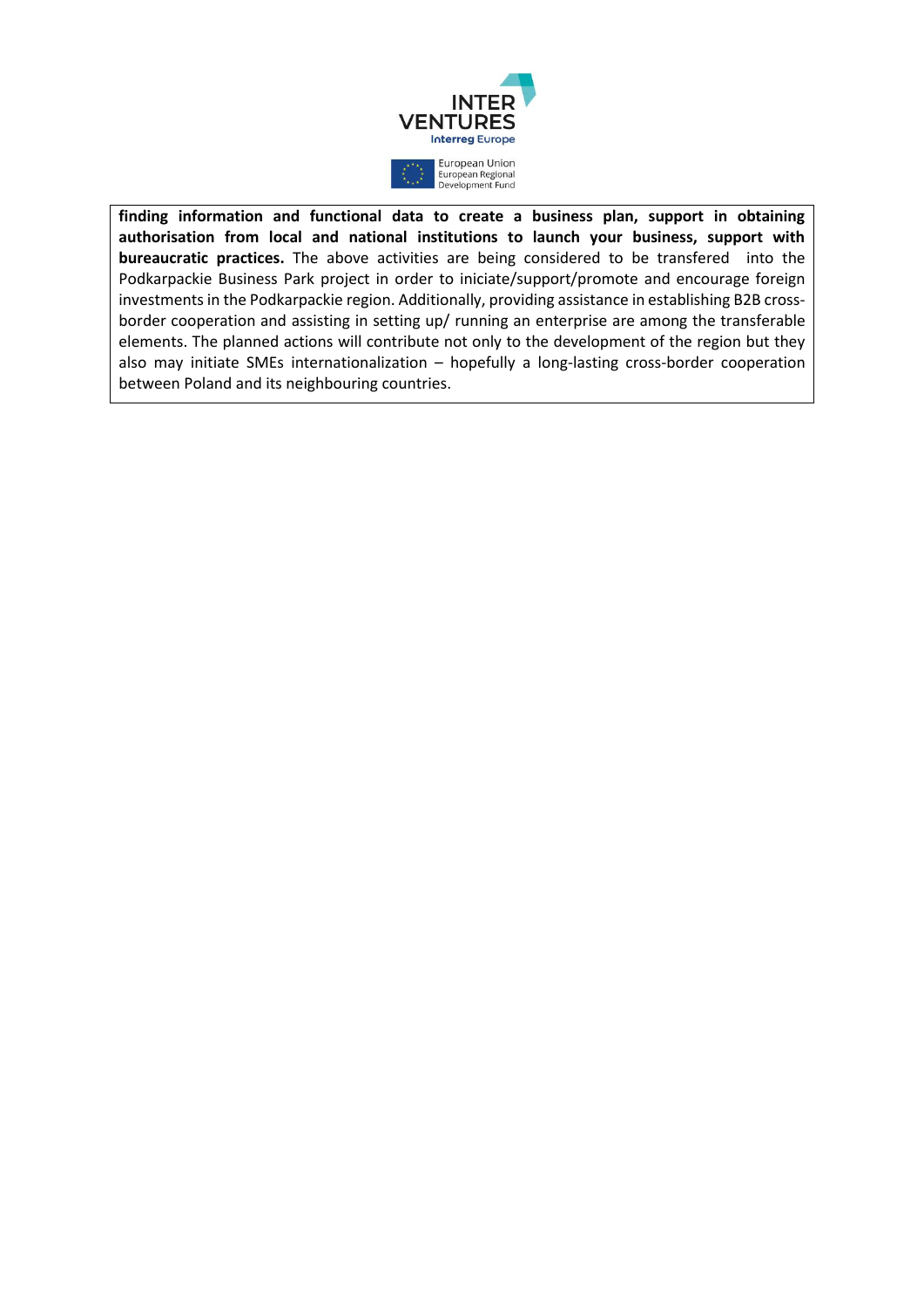**finding information and functional data to create a business plan, support in obtaining authorisation from local and national institutions to launch your business, support with bureaucratic practices.** The above activities are being considered to be transfered into the Podkarpackie Business Park project in order to iniciate/support/promote and encourage foreign investments in the Podkarpackie region. Additionally, providing assistance in establishing B2B cross-border cooperation and assisting in setting up/ running an enterprise are among the transferable elements. The planned actions will contribute not only to the development of the region but they also may initiate SMEs internationalization – hopefully a long-lasting cross-border cooperation between Poland and its neighbouring countries.